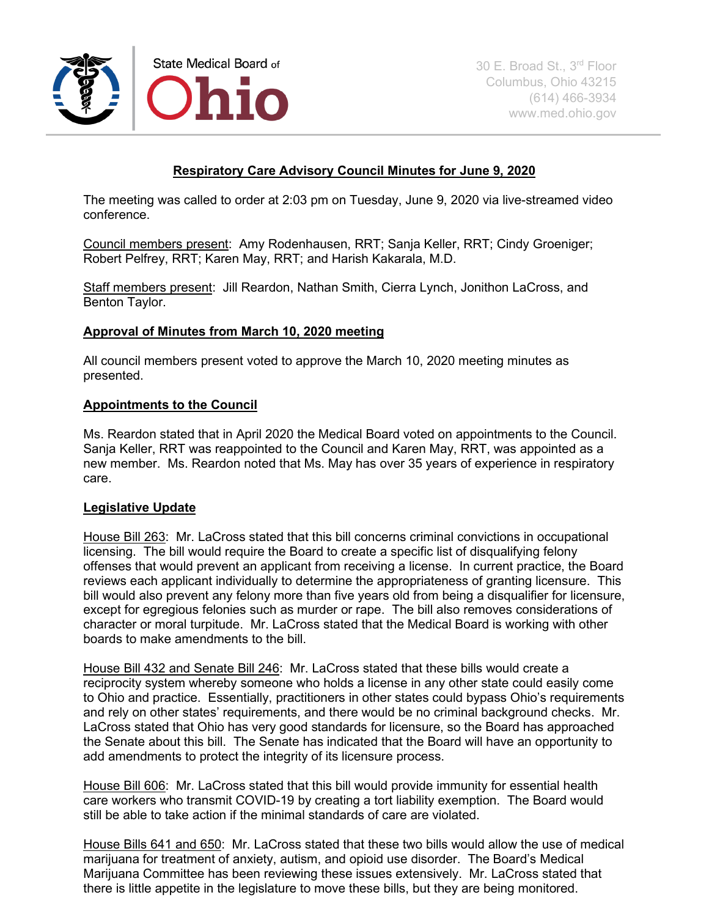State Medical Board of Ohio

30 E. Broad St., 3rd Floor
Columbus, Ohio 43215
(614) 466-3934
www.med.ohio.gov

# Respiratory Care Advisory Council Minutes for June 9, 2020

The meeting was called to order at 2:03 pm on Tuesday, June 9, 2020 via live-streamed video conference.

Council members present: Amy Rodenhausen, RRT; Sanja Keller, RRT; Cindy Groeniger; Robert Pelfrey, RRT; Karen May, RRT; and Harish Kakarala, M.D.

Staff members present: Jill Reardon, Nathan Smith, Cierra Lynch, Jonithon LaCross, and Benton Taylor.

## Approval of Minutes from March 10, 2020 meeting

All council members present voted to approve the March 10, 2020 meeting minutes as presented.

## Appointments to the Council

Ms. Reardon stated that in April 2020 the Medical Board voted on appointments to the Council. Sanja Keller, RRT was reappointed to the Council and Karen May, RRT, was appointed as a new member. Ms. Reardon noted that Ms. May has over 35 years of experience in respiratory care.

## Legislative Update

House Bill 263: Mr. LaCross stated that this bill concerns criminal convictions in occupational licensing. The bill would require the Board to create a specific list of disqualifying felony offenses that would prevent an applicant from receiving a license. In current practice, the Board reviews each applicant individually to determine the appropriateness of granting licensure. This bill would also prevent any felony more than five years old from being a disqualifier for licensure, except for egregious felonies such as murder or rape. The bill also removes considerations of character or moral turpitude. Mr. LaCross stated that the Medical Board is working with other boards to make amendments to the bill.

House Bill 432 and Senate Bill 246: Mr. LaCross stated that these bills would create a reciprocity system whereby someone who holds a license in any other state could easily come to Ohio and practice. Essentially, practitioners in other states could bypass Ohio's requirements and rely on other states' requirements, and there would be no criminal background checks. Mr. LaCross stated that Ohio has very good standards for licensure, so the Board has approached the Senate about this bill. The Senate has indicated that the Board will have an opportunity to add amendments to protect the integrity of its licensure process.

House Bill 606: Mr. LaCross stated that this bill would provide immunity for essential health care workers who transmit COVID-19 by creating a tort liability exemption. The Board would still be able to take action if the minimal standards of care are violated.

House Bills 641 and 650: Mr. LaCross stated that these two bills would allow the use of medical marijuana for treatment of anxiety, autism, and opioid use disorder. The Board's Medical Marijuana Committee has been reviewing these issues extensively. Mr. LaCross stated that there is little appetite in the legislature to move these bills, but they are being monitored.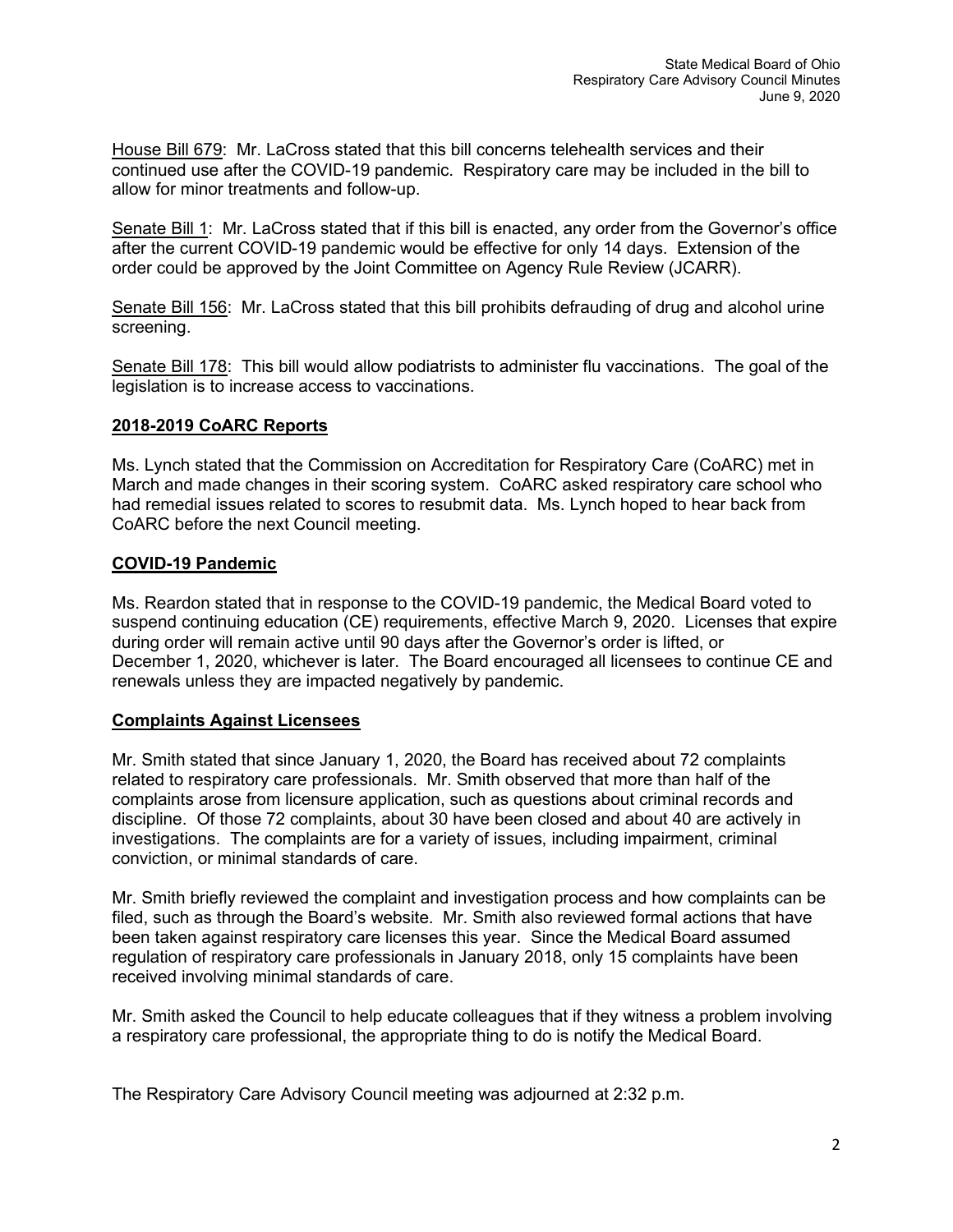House Bill 679: Mr. LaCross stated that this bill concerns telehealth services and their continued use after the COVID-19 pandemic. Respiratory care may be included in the bill to allow for minor treatments and follow-up.

Senate Bill 1: Mr. LaCross stated that if this bill is enacted, any order from the Governor's office after the current COVID-19 pandemic would be effective for only 14 days. Extension of the order could be approved by the Joint Committee on Agency Rule Review (JCARR).

Senate Bill 156: Mr. LaCross stated that this bill prohibits defrauding of drug and alcohol urine screening.

Senate Bill 178: This bill would allow podiatrists to administer flu vaccinations. The goal of the legislation is to increase access to vaccinations.

## 2018-2019 CoARC Reports

Ms. Lynch stated that the Commission on Accreditation for Respiratory Care (CoARC) met in March and made changes in their scoring system. CoARC asked respiratory care school who had remedial issues related to scores to resubmit data. Ms. Lynch hoped to hear back from CoARC before the next Council meeting.

## COVID-19 Pandemic

Ms. Reardon stated that in response to the COVID-19 pandemic, the Medical Board voted to suspend continuing education (CE) requirements, effective March 9, 2020. Licenses that expire during order will remain active until 90 days after the Governor's order is lifted, or December 1, 2020, whichever is later. The Board encouraged all licensees to continue CE and renewals unless they are impacted negatively by pandemic.

## Complaints Against Licensees

Mr. Smith stated that since January 1, 2020, the Board has received about 72 complaints related to respiratory care professionals. Mr. Smith observed that more than half of the complaints arose from licensure application, such as questions about criminal records and discipline. Of those 72 complaints, about 30 have been closed and about 40 are actively in investigations. The complaints are for a variety of issues, including impairment, criminal conviction, or minimal standards of care.

Mr. Smith briefly reviewed the complaint and investigation process and how complaints can be filed, such as through the Board's website. Mr. Smith also reviewed formal actions that have been taken against respiratory care licenses this year. Since the Medical Board assumed regulation of respiratory care professionals in January 2018, only 15 complaints have been received involving minimal standards of care.

Mr. Smith asked the Council to help educate colleagues that if they witness a problem involving a respiratory care professional, the appropriate thing to do is notify the Medical Board.

The Respiratory Care Advisory Council meeting was adjourned at 2:32 p.m.